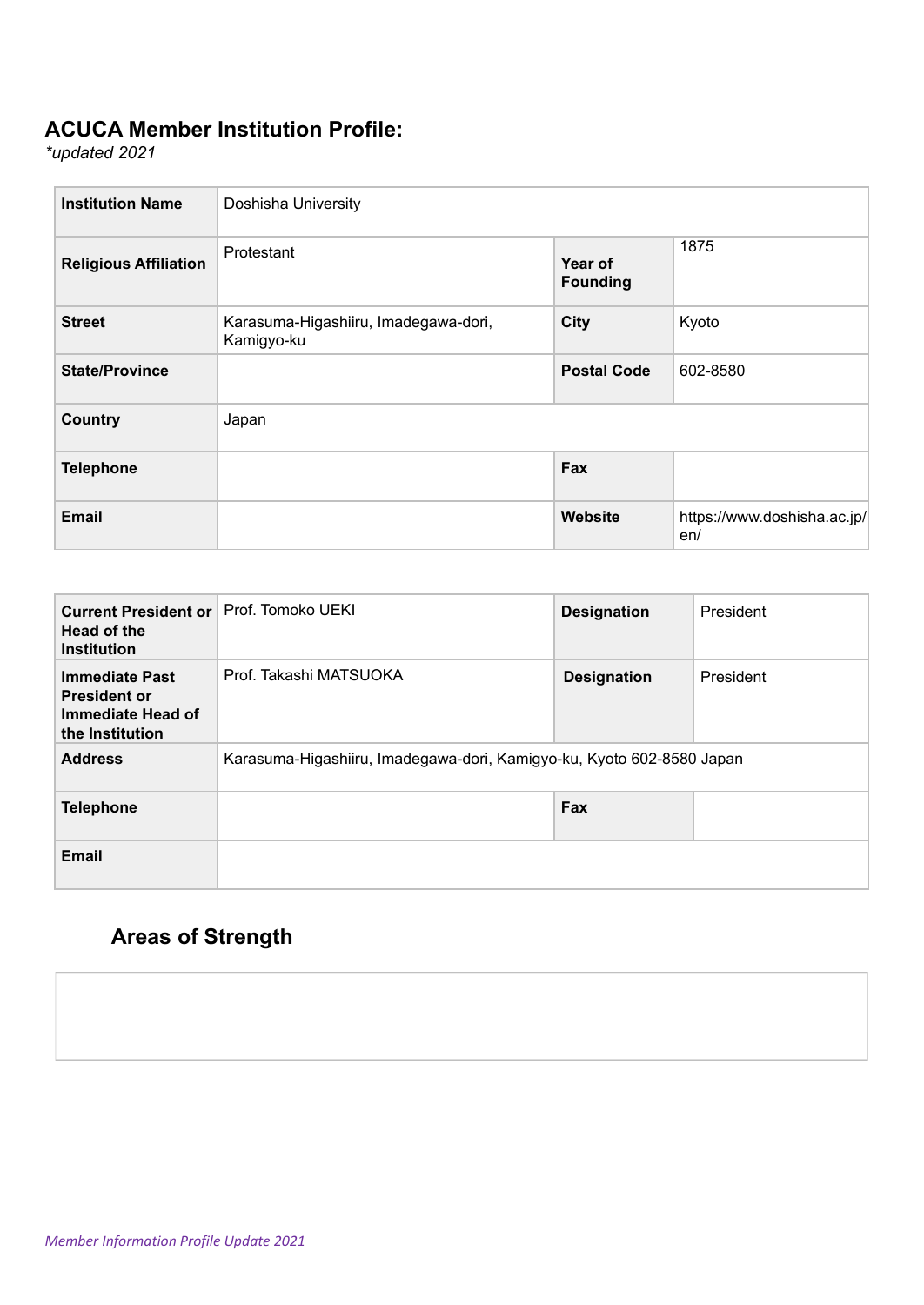## ACUCA Member Institution Profile:

*\*updated 2021*

| Institution Name | Doshisha University | | |
|---|---|---|---|
| Religious Affiliation | Protestant | Year of Founding | 1875 |
| Street | Karasuma-Higashiiru, Imadegawa-dori, Kamigyo-ku | City | Kyoto |
| State/Province | | Postal Code | 602-8580 |
| Country | Japan | | |
| Telephone | | Fax | |
| Email | | Website | https://www.doshisha.ac.jp/en/ |

| Current President or Head of the Institution | Prof. Tomoko UEKI | Designation | President |
|---|---|---|---|
| Immediate Past President or Immediate Head of the Institution | Prof. Takashi MATSUOKA | Designation | President |
| Address | Karasuma-Higashiiru, Imadegawa-dori, Kamigyo-ku, Kyoto 602-8580 Japan | | |
| Telephone | | Fax | |
| Email | | | |

### Areas of Strength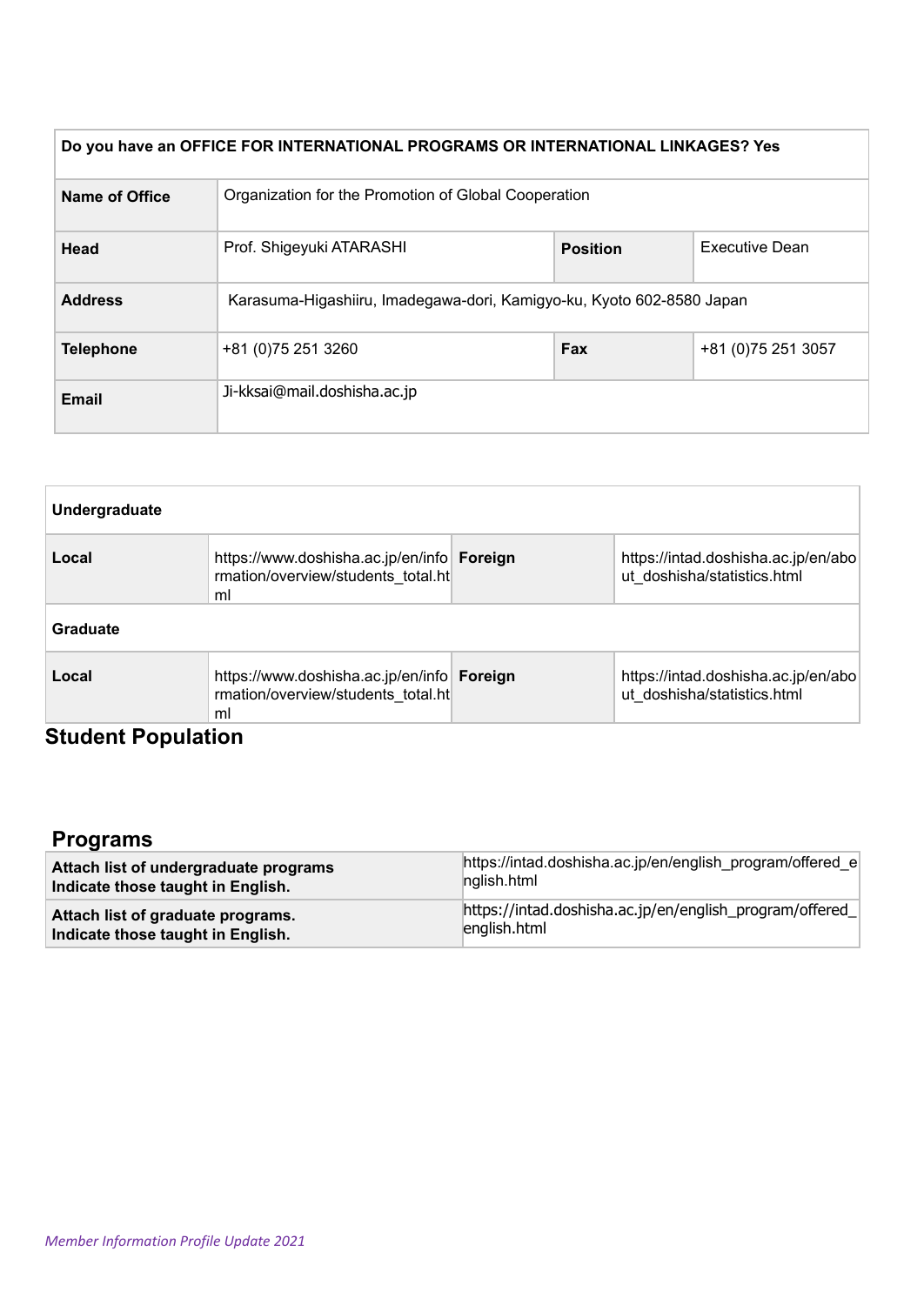| Do you have an OFFICE FOR INTERNATIONAL PROGRAMS OR INTERNATIONAL LINKAGES? Yes | | | |
|---|---|---|---|
| **Name of Office** | Organization for the Promotion of Global Cooperation | | |
| **Head** | Prof. Shigeyuki ATARASHI | **Position** | Executive Dean |
| **Address** | Karasuma-Higashiiru, Imadegawa-dori, Kamigyo-ku, Kyoto 602-8580 Japan | | |
| **Telephone** | +81 (0)75 251 3260 | **Fax** | +81 (0)75 251 3057 |
| **Email** | Ji-kksai@mail.doshisha.ac.jp | | |

## Student Population

| Undergraduate | | | |
|---|---|---|---|
| **Local** | https://www.doshisha.ac.jp/en/information/overview/students_total.html | **Foreign** | https://intad.doshisha.ac.jp/en/about_doshisha/statistics.html |
| **Graduate** | | | |
| **Local** | https://www.doshisha.ac.jp/en/information/overview/students_total.html | **Foreign** | https://intad.doshisha.ac.jp/en/about_doshisha/statistics.html |

## Programs

| | |
|---|---|
| **Attach list of undergraduate programs Indicate those taught in English.** | https://intad.doshisha.ac.jp/en/english_program/offered_english.html |
| **Attach list of graduate programs. Indicate those taught in English.** | https://intad.doshisha.ac.jp/en/english_program/offered_english.html |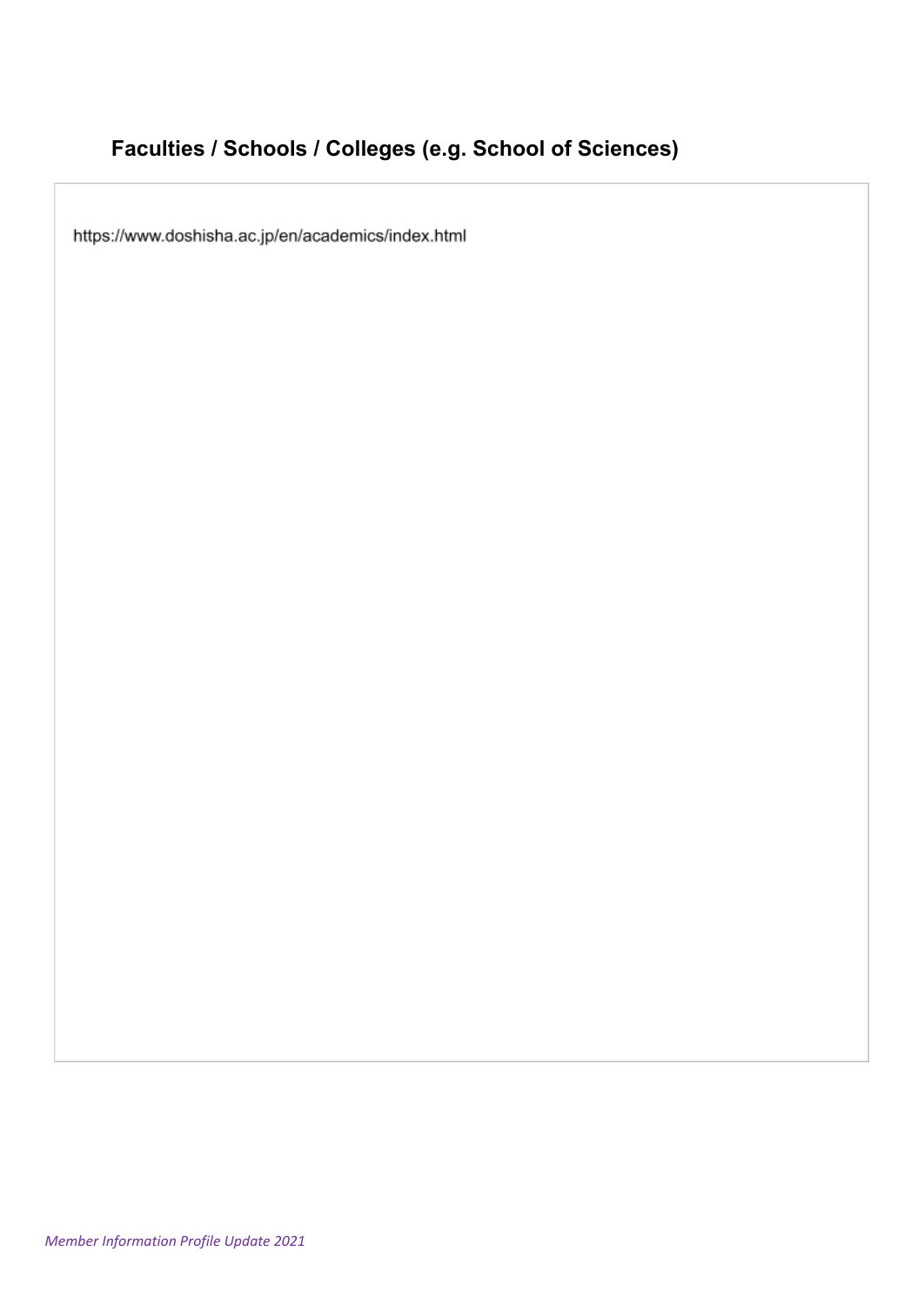## Faculties / Schools / Colleges (e.g. School of Sciences)

https://www.doshisha.ac.jp/en/academics/index.html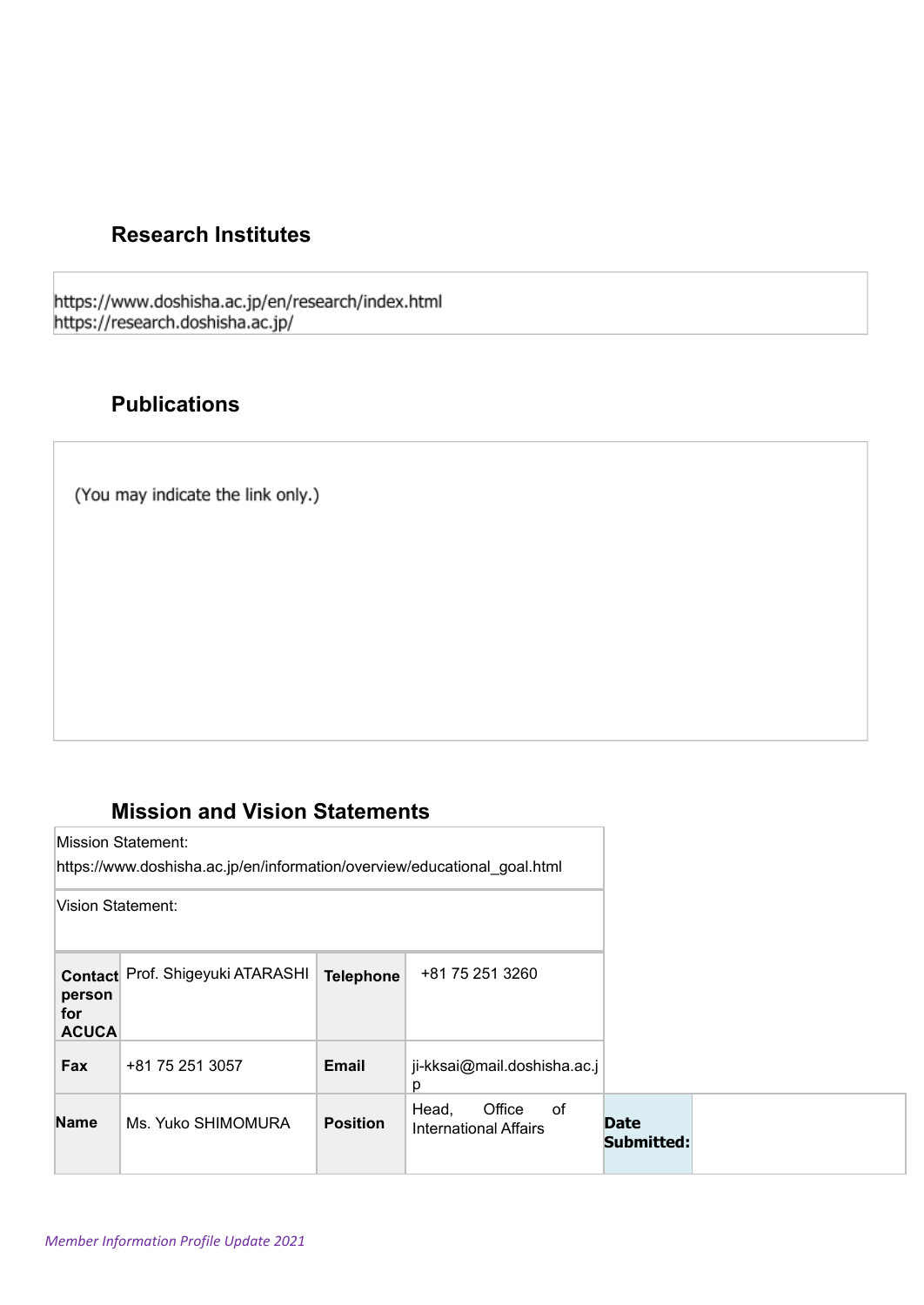## Research Institutes

https://www.doshisha.ac.jp/en/research/index.html
https://research.doshisha.ac.jp/

## Publications

(You may indicate the link only.)

## Mission and Vision Statements

Mission Statement:
https://www.doshisha.ac.jp/en/information/overview/educational_goal.html

Vision Statement:

| **Contact person for ACUCA** | Prof. Shigeyuki ATARASHI | **Telephone** | +81 75 251 3260 | | |
|---|---|---|---|---|---|
| **Fax** | +81 75 251 3057 | **Email** | ji-kksai@mail.doshisha.ac.jp | | |
| **Name** | Ms. Yuko SHIMOMURA | **Position** | Head, Office of International Affairs | **Date Submitted:** | |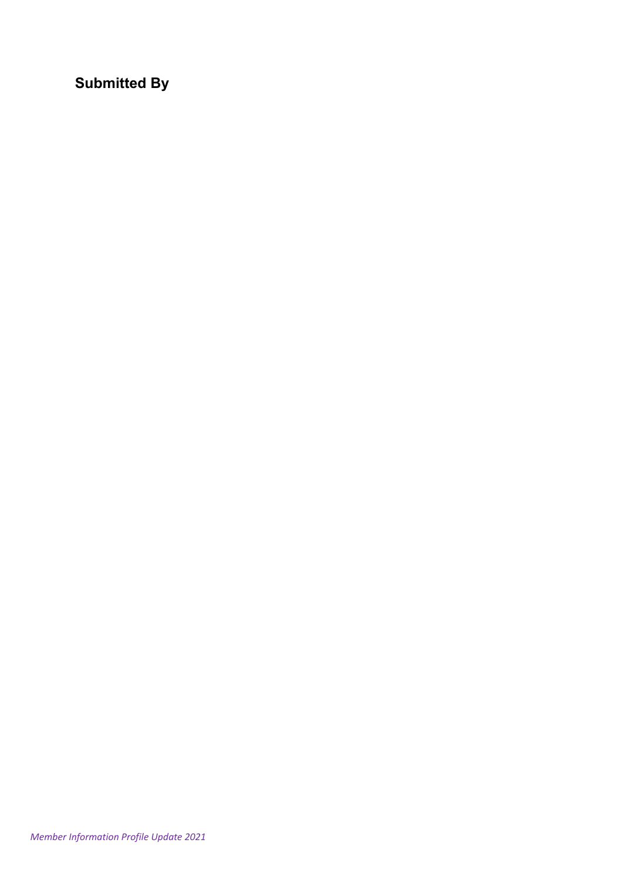**Submitted By**